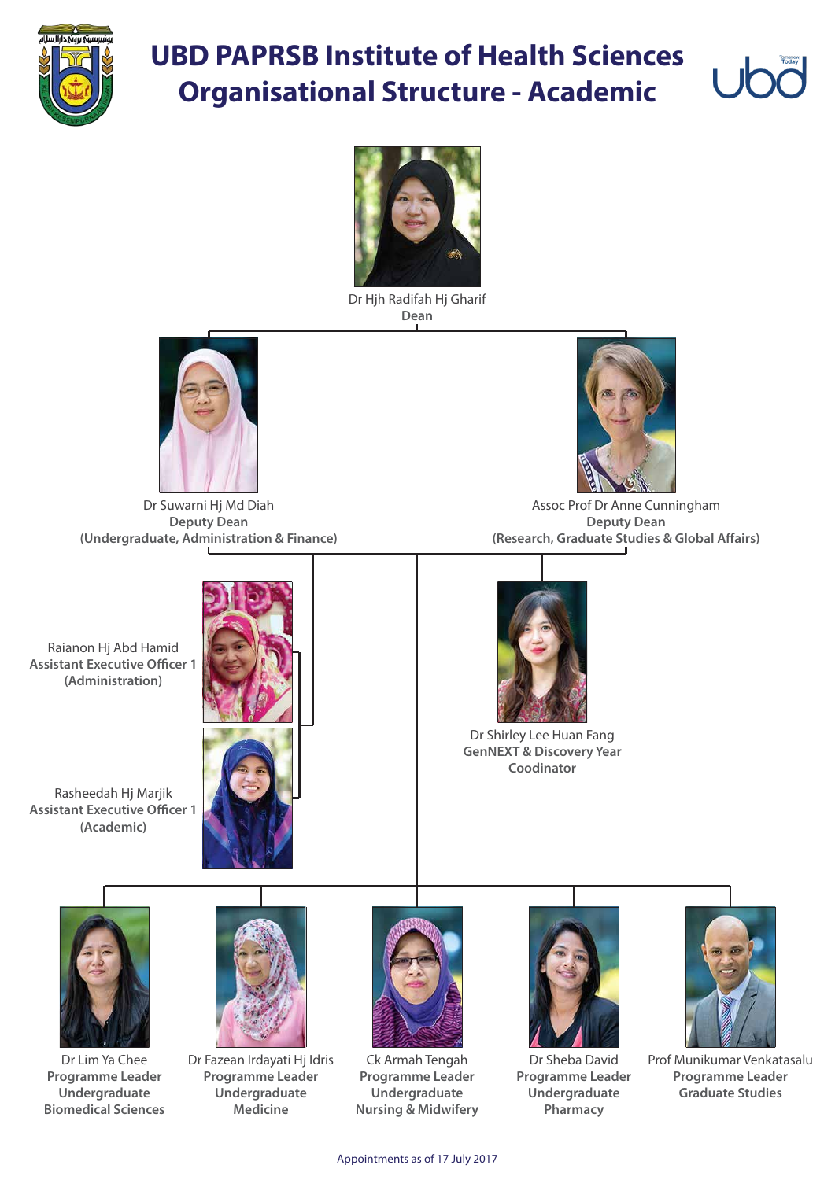# UBD PAPRSB Institute of Health Sciences Organisational Structure - Academic

Dr Hjh Radifah Hj Gharif
**Dean**

Dr Suwarni Hj Md Diah
**Deputy Dean**
**(Undergraduate, Administration & Finance)**

Assoc Prof Dr Anne Cunningham
**Deputy Dean**
**(Research, Graduate Studies & Global Affairs)**

Raianon Hj Abd Hamid
**Assistant Executive Officer 1**
**(Administration)**

Rasheedah Hj Marjik
**Assistant Executive Officer 1**
**(Academic)**

Dr Shirley Lee Huan Fang
**GenNEXT & Discovery Year**
**Coodinator**

Dr Lim Ya Chee
**Programme Leader**
**Undergraduate**
**Biomedical Sciences**

Dr Fazean Irdayati Hj Idris
**Programme Leader**
**Undergraduate**
**Medicine**

Ck Armah Tengah
**Programme Leader**
**Undergraduate**
**Nursing & Midwifery**

Dr Sheba David
**Programme Leader**
**Undergraduate**
**Pharmacy**

Prof Munikumar Venkatasalu
**Programme Leader**
**Graduate Studies**

Appointments as of 17 July 2017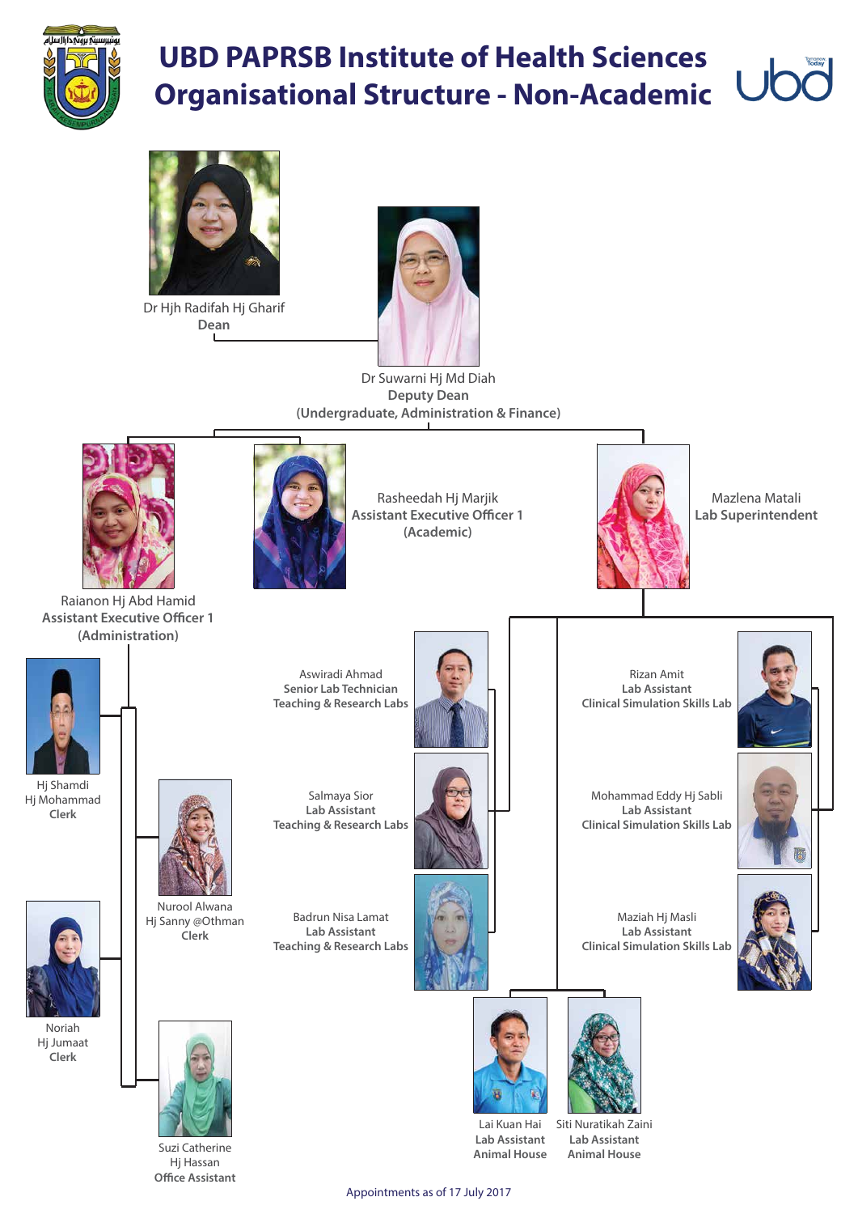# UBD PAPRSB Institute of Health Sciences Organisational Structure - Non-Academic

Dr Hjh Radifah Hj Gharif
**Dean**

Dr Suwarni Hj Md Diah
**Deputy Dean**
**(Undergraduate, Administration & Finance)**

Raianon Hj Abd Hamid
**Assistant Executive Officer 1**
**(Administration)**

Rasheedah Hj Marjik
**Assistant Executive Officer 1**
**(Academic)**

Mazlena Matali
**Lab Superintendent**

Hj Shamdi
Hj Mohammad
**Clerk**

Nurool Alwana
Hj Sanny @Othman
**Clerk**

Noriah
Hj Jumaat
**Clerk**

Suzi Catherine
Hj Hassan
**Office Assistant**

Aswiradi Ahmad
**Senior Lab Technician**
**Teaching & Research Labs**

Salmaya Sior
**Lab Assistant**
**Teaching & Research Labs**

Badrun Nisa Lamat
**Lab Assistant**
**Teaching & Research Labs**

Rizan Amit
**Lab Assistant**
**Clinical Simulation Skills Lab**

Mohammad Eddy Hj Sabli
**Lab Assistant**
**Clinical Simulation Skills Lab**

Maziah Hj Masli
**Lab Assistant**
**Clinical Simulation Skills Lab**

Lai Kuan Hai
**Lab Assistant**
**Animal House**

Siti Nuratikah Zaini
**Lab Assistant**
**Animal House**

Appointments as of 17 July 2017